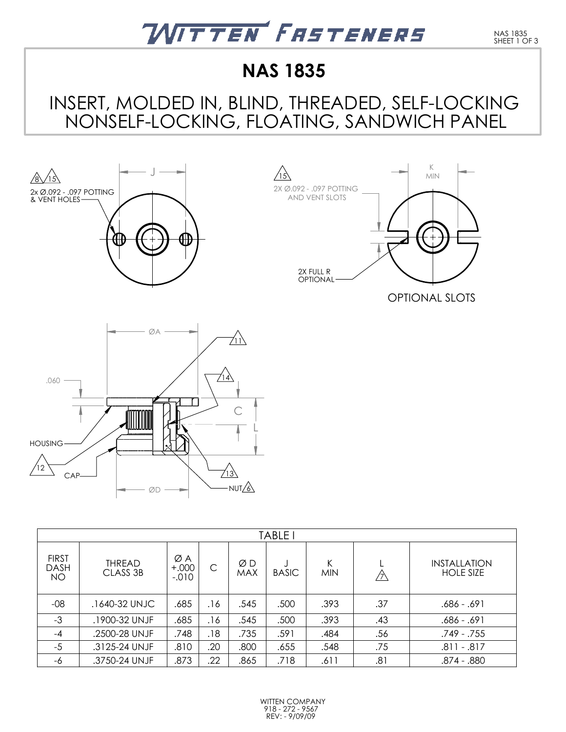# WITTEN FASTENERS

## NAS 1835

## INSERT, MOLDED IN, BLIND, THREADED, SELF-LOCKING NONSELF-LOCKING, FLOATING, SANDWICH PANEL

8 15 2x Ø.092 - .097 POTTING & VENT HOLES

J

15 2X Ø.092 - .097 POTTING AND VENT SLOTS

K MIN

2X FULL R OPTIONAL

OPTIONAL SLOTS

ØA

.060

11

14

C

L

HOUSING

12

CAP

ØD

13

NUT 6

| TABLE I | | | | | | | | |
|---|---|---|---|---|---|---|---|---|
| FIRST DASH NO | THREAD CLASS 3B | Ø A +.000 -.010 | C | Ø D MAX | J BASIC | K MIN | L 7 | INSTALLATION HOLE SIZE |
| -08 | .1640-32 UNJC | .685 | .16 | .545 | .500 | .393 | .37 | .686 - .691 |
| -3 | .1900-32 UNJF | .685 | .16 | .545 | .500 | .393 | .43 | .686 - .691 |
| -4 | .2500-28 UNJF | .748 | .18 | .735 | .591 | .484 | .56 | .749 - .755 |
| -5 | .3125-24 UNJF | .810 | .20 | .800 | .655 | .548 | .75 | .811 - .817 |
| -6 | .3750-24 UNJF | .873 | .22 | .865 | .718 | .611 | .81 | .874 - .880 |

WITTEN COMPANY
918 - 272 - 9567
REV: - 9/09/09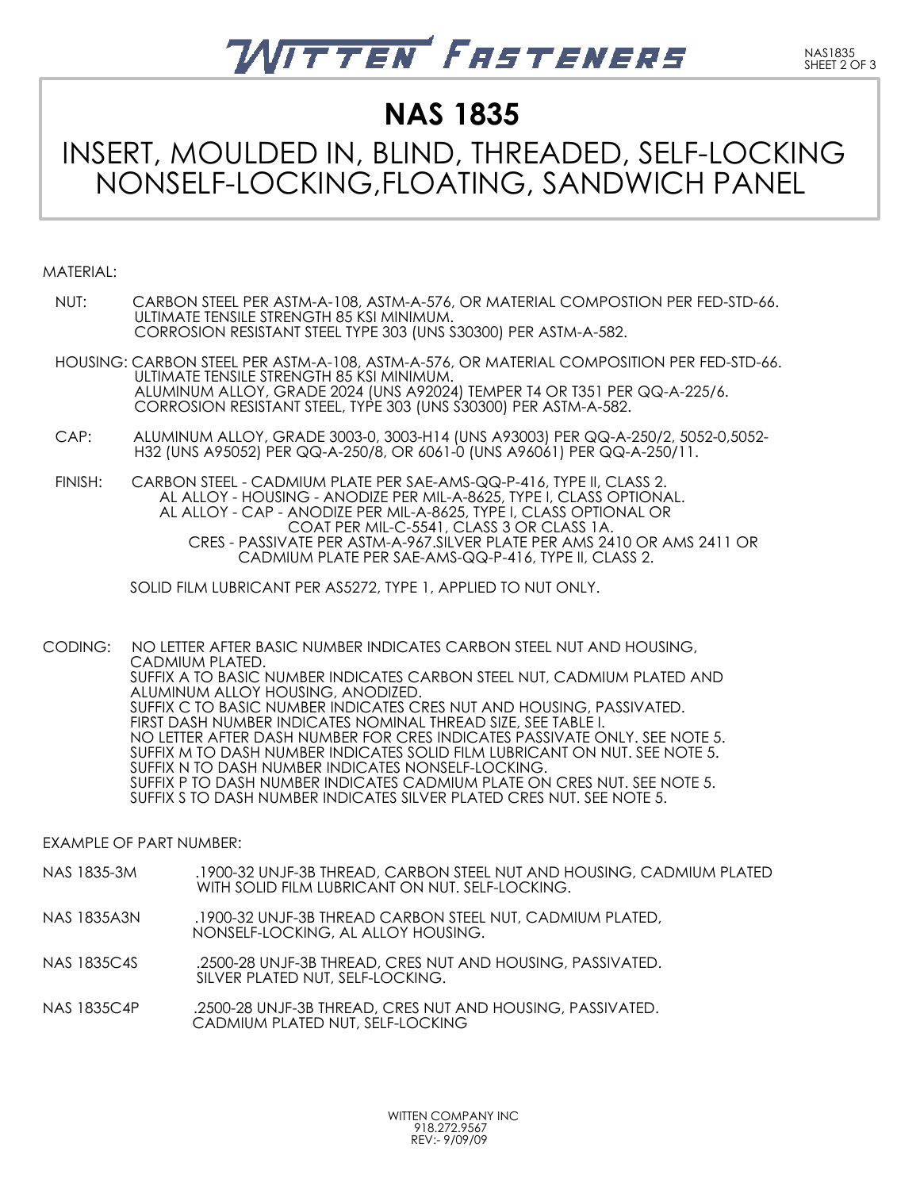# NAS 1835

## INSERT, MOULDED IN, BLIND, THREADED, SELF-LOCKING NONSELF-LOCKING,FLOATING, SANDWICH PANEL

MATERIAL:

NUT: CARBON STEEL PER ASTM-A-108, ASTM-A-576, OR MATERIAL COMPOSTION PER FED-STD-66. ULTIMATE TENSILE STRENGTH 85 KSI MINIMUM.
CORROSION RESISTANT STEEL TYPE 303 (UNS S30300) PER ASTM-A-582.

HOUSING: CARBON STEEL PER ASTM-A-108, ASTM-A-576, OR MATERIAL COMPOSITION PER FED-STD-66. ULTIMATE TENSILE STRENGTH 85 KSI MINIMUM.
ALUMINUM ALLOY, GRADE 2024 (UNS A92024) TEMPER T4 OR T351 PER QQ-A-225/6.
CORROSION RESISTANT STEEL, TYPE 303 (UNS S30300) PER ASTM-A-582.

CAP: ALUMINUM ALLOY, GRADE 3003-0, 3003-H14 (UNS A93003) PER QQ-A-250/2, 5052-0,5052-H32 (UNS A95052) PER QQ-A-250/8, OR 6061-0 (UNS A96061) PER QQ-A-250/11.

FINISH: CARBON STEEL - CADMIUM PLATE PER SAE-AMS-QQ-P-416, TYPE II, CLASS 2.
AL ALLOY - HOUSING - ANODIZE PER MIL-A-8625, TYPE I, CLASS OPTIONAL.
AL ALLOY - CAP - ANODIZE PER MIL-A-8625, TYPE I, CLASS OPTIONAL OR COAT PER MIL-C-5541, CLASS 3 OR CLASS 1A.
CRES - PASSIVATE PER ASTM-A-967.SILVER PLATE PER AMS 2410 OR AMS 2411 OR CADMIUM PLATE PER SAE-AMS-QQ-P-416, TYPE II, CLASS 2.

SOLID FILM LUBRICANT PER AS5272, TYPE 1, APPLIED TO NUT ONLY.

CODING: NO LETTER AFTER BASIC NUMBER INDICATES CARBON STEEL NUT AND HOUSING, CADMIUM PLATED.
SUFFIX A TO BASIC NUMBER INDICATES CARBON STEEL NUT, CADMIUM PLATED AND ALUMINUM ALLOY HOUSING, ANODIZED.
SUFFIX C TO BASIC NUMBER INDICATES CRES NUT AND HOUSING, PASSIVATED.
FIRST DASH NUMBER INDICATES NOMINAL THREAD SIZE, SEE TABLE I.
NO LETTER AFTER DASH NUMBER FOR CRES INDICATES PASSIVATE ONLY. SEE NOTE 5.
SUFFIX M TO DASH NUMBER INDICATES SOLID FILM LUBRICANT ON NUT. SEE NOTE 5.
SUFFIX N TO DASH NUMBER INDICATES NONSELF-LOCKING.
SUFFIX P TO DASH NUMBER INDICATES CADMIUM PLATE ON CRES NUT. SEE NOTE 5.
SUFFIX S TO DASH NUMBER INDICATES SILVER PLATED CRES NUT. SEE NOTE 5.

EXAMPLE OF PART NUMBER:

NAS 1835-3M .1900-32 UNJF-3B THREAD, CARBON STEEL NUT AND HOUSING, CADMIUM PLATED WITH SOLID FILM LUBRICANT ON NUT. SELF-LOCKING.

NAS 1835A3N .1900-32 UNJF-3B THREAD CARBON STEEL NUT, CADMIUM PLATED, NONSELF-LOCKING, AL ALLOY HOUSING.

NAS 1835C4S .2500-28 UNJF-3B THREAD, CRES NUT AND HOUSING, PASSIVATED. SILVER PLATED NUT, SELF-LOCKING.

NAS 1835C4P .2500-28 UNJF-3B THREAD, CRES NUT AND HOUSING, PASSIVATED. CADMIUM PLATED NUT, SELF-LOCKING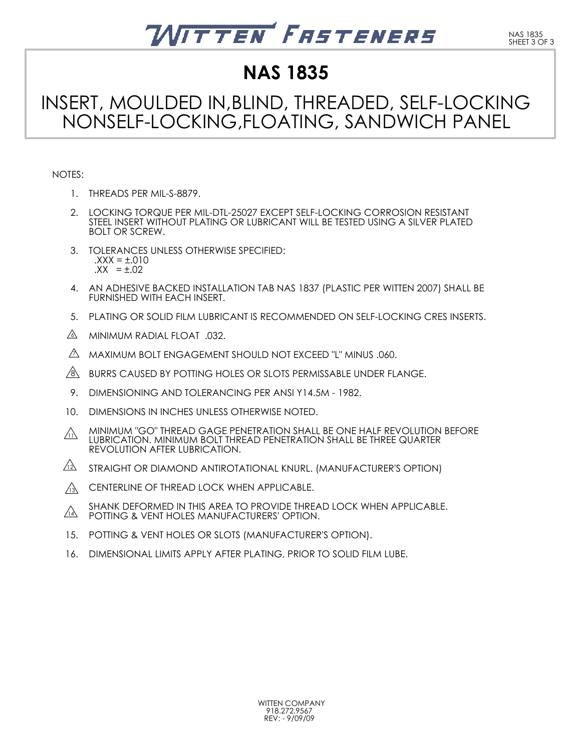# WITTEN FASTENERS

# NAS 1835

## INSERT, MOULDED IN,BLIND, THREADED, SELF-LOCKING NONSELF-LOCKING,FLOATING, SANDWICH PANEL

NOTES:

1. THREADS PER MIL-S-8879.
2. LOCKING TORQUE PER MIL-DTL-25027 EXCEPT SELF-LOCKING CORROSION RESISTANT STEEL INSERT WITHOUT PLATING OR LUBRICANT WILL BE TESTED USING A SILVER PLATED BOLT OR SCREW.
3. TOLERANCES UNLESS OTHERWISE SPECIFIED:
   .XXX = ±.010
   .XX = ±.02
4. AN ADHESIVE BACKED INSTALLATION TAB NAS 1837 (PLASTIC PER WITTEN 2007) SHALL BE FURNISHED WITH EACH INSERT.
5. PLATING OR SOLID FILM LUBRICANT IS RECOMMENDED ON SELF-LOCKING CRES INSERTS.
6. MINIMUM RADIAL FLOAT .032.
7. MAXIMUM BOLT ENGAGEMENT SHOULD NOT EXCEED "L" MINUS .060.
8. BURRS CAUSED BY POTTING HOLES OR SLOTS PERMISSABLE UNDER FLANGE.
9. DIMENSIONING AND TOLERANCING PER ANSI Y14.5M - 1982.
10. DIMENSIONS IN INCHES UNLESS OTHERWISE NOTED.
11. MINIMUM "GO" THREAD GAGE PENETRATION SHALL BE ONE HALF REVOLUTION BEFORE LUBRICATION. MINIMUM BOLT THREAD PENETRATION SHALL BE THREE QUARTER REVOLUTION AFTER LUBRICATION.
12. STRAIGHT OR DIAMOND ANTIROTATIONAL KNURL. (MANUFACTURER'S OPTION)
13. CENTERLINE OF THREAD LOCK WHEN APPLICABLE.
14. SHANK DEFORMED IN THIS AREA TO PROVIDE THREAD LOCK WHEN APPLICABLE. POTTING & VENT HOLES MANUFACTURERS' OPTION.
15. POTTING & VENT HOLES OR SLOTS (MANUFACTURER'S OPTION).
16. DIMENSIONAL LIMITS APPLY AFTER PLATING, PRIOR TO SOLID FILM LUBE.

WITTEN COMPANY
918.272.9567
REV: - 9/09/09